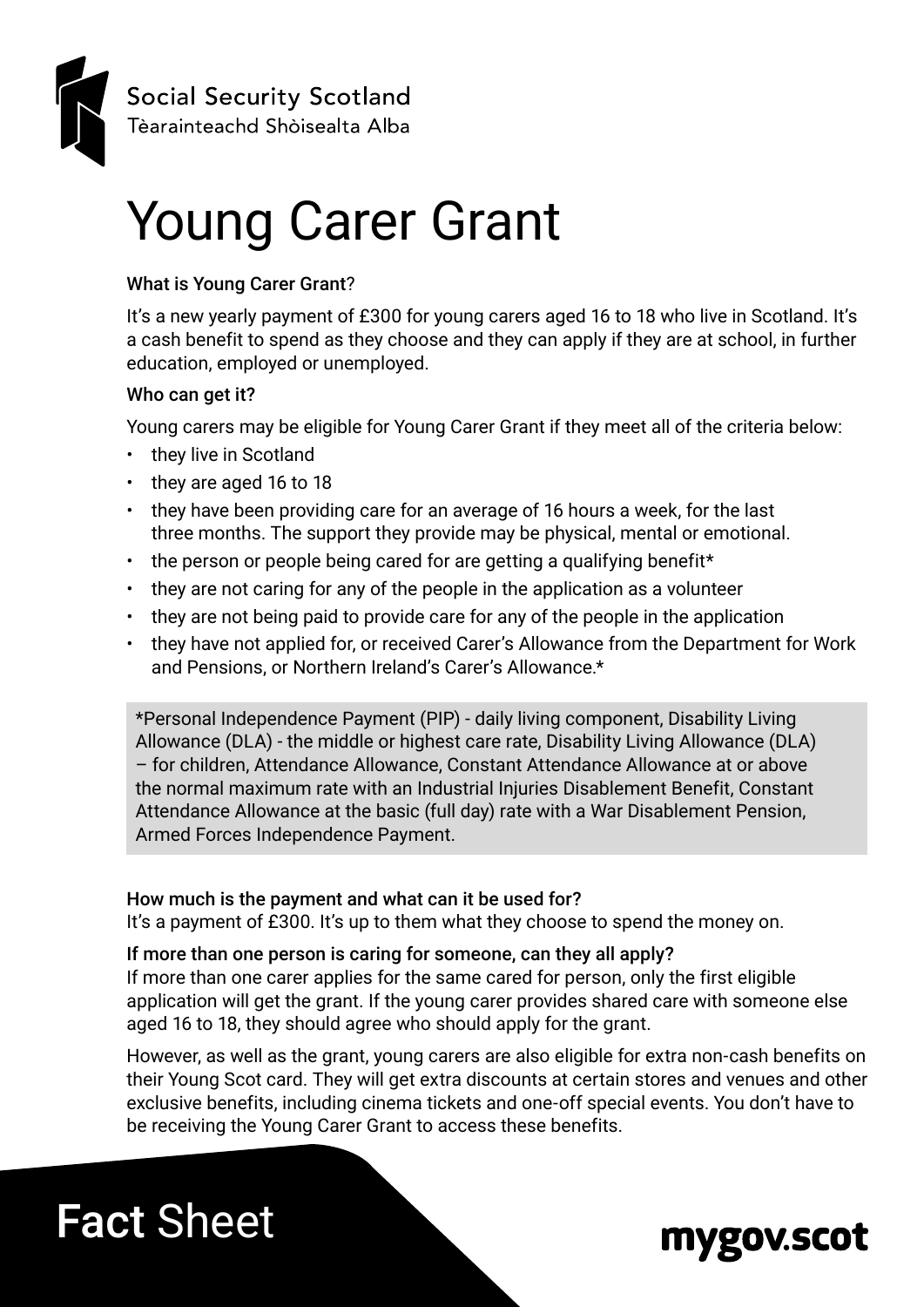Social Security Scotland
Tèarainteachd Shòisealta Alba

# Young Carer Grant

### What is Young Carer Grant?

It's a new yearly payment of £300 for young carers aged 16 to 18 who live in Scotland. It's a cash benefit to spend as they choose and they can apply if they are at school, in further education, employed or unemployed.

### Who can get it?

Young carers may be eligible for Young Carer Grant if they meet all of the criteria below:

- they live in Scotland
- they are aged 16 to 18
- they have been providing care for an average of 16 hours a week, for the last three months. The support they provide may be physical, mental or emotional.
- the person or people being cared for are getting a qualifying benefit*
- they are not caring for any of the people in the application as a volunteer
- they are not being paid to provide care for any of the people in the application
- they have not applied for, or received Carer's Allowance from the Department for Work and Pensions, or Northern Ireland's Carer's Allowance.*

*Personal Independence Payment (PIP) - daily living component, Disability Living Allowance (DLA) - the middle or highest care rate, Disability Living Allowance (DLA) – for children, Attendance Allowance, Constant Attendance Allowance at or above the normal maximum rate with an Industrial Injuries Disablement Benefit, Constant Attendance Allowance at the basic (full day) rate with a War Disablement Pension, Armed Forces Independence Payment.

### How much is the payment and what can it be used for?

It's a payment of £300. It's up to them what they choose to spend the money on.

### If more than one person is caring for someone, can they all apply?

If more than one carer applies for the same cared for person, only the first eligible application will get the grant. If the young carer provides shared care with someone else aged 16 to 18, they should agree who should apply for the grant.

However, as well as the grant, young carers are also eligible for extra non-cash benefits on their Young Scot card. They will get extra discounts at certain stores and venues and other exclusive benefits, including cinema tickets and one-off special events. You don't have to be receiving the Young Carer Grant to access these benefits.

**Fact** Sheet

mygov.scot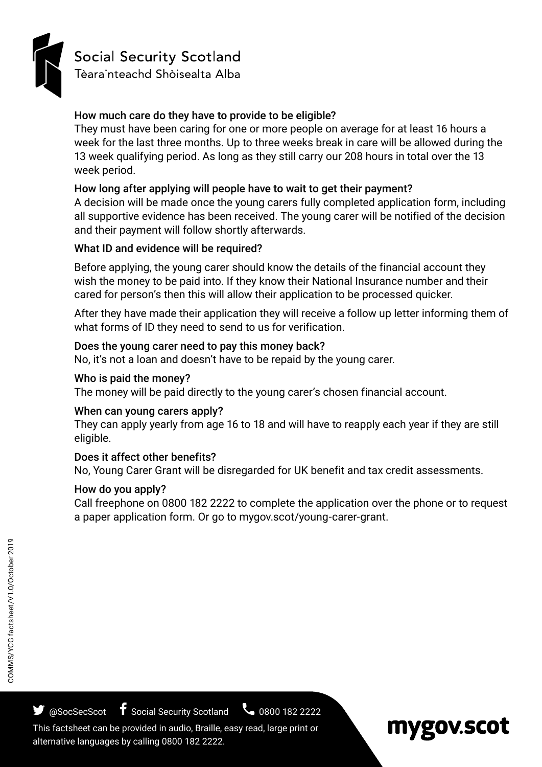Social Security Scotland
Tèarainteachd Shòisealta Alba

### How much care do they have to provide to be eligible?

They must have been caring for one or more people on average for at least 16 hours a week for the last three months. Up to three weeks break in care will be allowed during the 13 week qualifying period. As long as they still carry our 208 hours in total over the 13 week period.

### How long after applying will people have to wait to get their payment?

A decision will be made once the young carers fully completed application form, including all supportive evidence has been received. The young carer will be notified of the decision and their payment will follow shortly afterwards.

### What ID and evidence will be required?

Before applying, the young carer should know the details of the financial account they wish the money to be paid into. If they know their National Insurance number and their cared for person's then this will allow their application to be processed quicker.

After they have made their application they will receive a follow up letter informing them of what forms of ID they need to send to us for verification.

### Does the young carer need to pay this money back?

No, it's not a loan and doesn't have to be repaid by the young carer.

### Who is paid the money?

The money will be paid directly to the young carer's chosen financial account.

### When can young carers apply?

They can apply yearly from age 16 to 18 and will have to reapply each year if they are still eligible.

### Does it affect other benefits?

No, Young Carer Grant will be disregarded for UK benefit and tax credit assessments.

### How do you apply?

Call freephone on 0800 182 2222 to complete the application over the phone or to request a paper application form. Or go to mygov.scot/young-carer-grant.

COMMS/YCG factsheet/V1.0/October 2019

@SocSecScot Social Security Scotland 0800 182 2222

This factsheet can be provided in audio, Braille, easy read, large print or alternative languages by calling 0800 182 2222.

mygov.scot